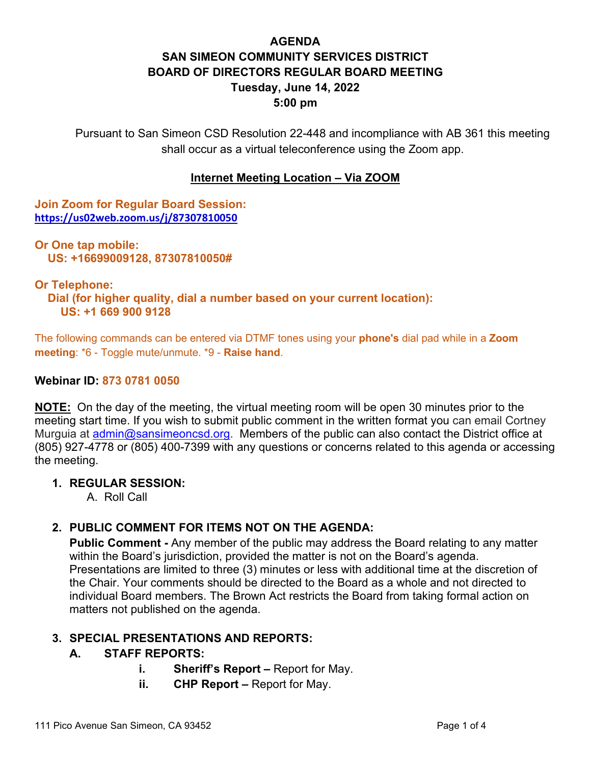# AGENDA
# SAN SIMEON COMMUNITY SERVICES DISTRICT
# BOARD OF DIRECTORS REGULAR BOARD MEETING
## Tuesday, June 14, 2022
## 5:00 pm

Pursuant to San Simeon CSD Resolution 22-448 and incompliance with AB 361 this meeting shall occur as a virtual teleconference using the Zoom app.

**Internet Meeting Location – Via ZOOM**

**Join Zoom for Regular Board Session:**
**https://us02web.zoom.us/j/87307810050**

**Or One tap mobile:**
**US: +16699009128, 87307810050#**

**Or Telephone:**
**Dial (for higher quality, dial a number based on your current location):**
**US: +1 669 900 9128**

The following commands can be entered via DTMF tones using your **phone's** dial pad while in a **Zoom meeting**: *6 - Toggle mute/unmute. *9 - **Raise hand**.

**Webinar ID: 873 0781 0050**

**NOTE:** On the day of the meeting, the virtual meeting room will be open 30 minutes prior to the meeting start time. If you wish to submit public comment in the written format you can email Cortney Murguia at admin@sansimeoncsd.org. Members of the public can also contact the District office at (805) 927-4778 or (805) 400-7399 with any questions or concerns related to this agenda or accessing the meeting.

1. **REGULAR SESSION:**
   A. Roll Call

2. **PUBLIC COMMENT FOR ITEMS NOT ON THE AGENDA:**
   **Public Comment -** Any member of the public may address the Board relating to any matter within the Board's jurisdiction, provided the matter is not on the Board's agenda. Presentations are limited to three (3) minutes or less with additional time at the discretion of the Chair. Your comments should be directed to the Board as a whole and not directed to individual Board members. The Brown Act restricts the Board from taking formal action on matters not published on the agenda.

3. **SPECIAL PRESENTATIONS AND REPORTS:**
   **A. STAFF REPORTS:**
      **i. Sheriff's Report –** Report for May.
      **ii. CHP Report –** Report for May.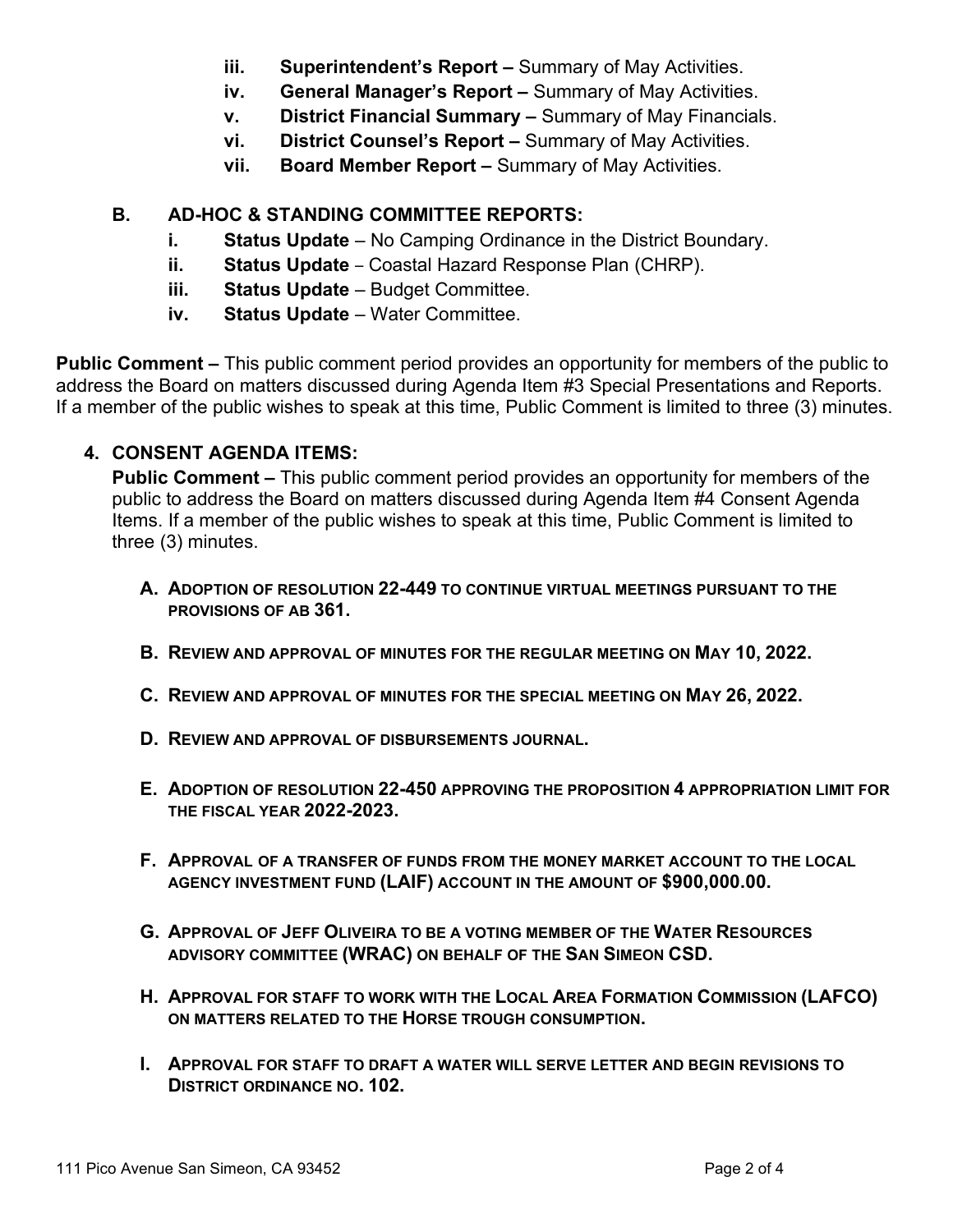- iii. **Superintendent's Report –** Summary of May Activities.
   - iv. **General Manager's Report –** Summary of May Activities.
   - v. **District Financial Summary –** Summary of May Financials.
   - vi. **District Counsel's Report –** Summary of May Activities.
   - vii. **Board Member Report –** Summary of May Activities.

**B. AD-HOC & STANDING COMMITTEE REPORTS:**

   - i. **Status Update** – No Camping Ordinance in the District Boundary.
   - ii. **Status Update** – Coastal Hazard Response Plan (CHRP).
   - iii. **Status Update** – Budget Committee.
   - iv. **Status Update** – Water Committee.

**Public Comment –** This public comment period provides an opportunity for members of the public to address the Board on matters discussed during Agenda Item #3 Special Presentations and Reports. If a member of the public wishes to speak at this time, Public Comment is limited to three (3) minutes.

**4. CONSENT AGENDA ITEMS:**

**Public Comment –** This public comment period provides an opportunity for members of the public to address the Board on matters discussed during Agenda Item #4 Consent Agenda Items. If a member of the public wishes to speak at this time, Public Comment is limited to three (3) minutes.

**A. ADOPTION OF RESOLUTION 22-449 TO CONTINUE VIRTUAL MEETINGS PURSUANT TO THE PROVISIONS OF AB 361.**

**B. REVIEW AND APPROVAL OF MINUTES FOR THE REGULAR MEETING ON MAY 10, 2022.**

**C. REVIEW AND APPROVAL OF MINUTES FOR THE SPECIAL MEETING ON MAY 26, 2022.**

**D. REVIEW AND APPROVAL OF DISBURSEMENTS JOURNAL.**

**E. ADOPTION OF RESOLUTION 22-450 APPROVING THE PROPOSITION 4 APPROPRIATION LIMIT FOR THE FISCAL YEAR 2022-2023.**

**F. APPROVAL OF A TRANSFER OF FUNDS FROM THE MONEY MARKET ACCOUNT TO THE LOCAL AGENCY INVESTMENT FUND (LAIF) ACCOUNT IN THE AMOUNT OF $900,000.00.**

**G. APPROVAL OF JEFF OLIVEIRA TO BE A VOTING MEMBER OF THE WATER RESOURCES ADVISORY COMMITTEE (WRAC) ON BEHALF OF THE SAN SIMEON CSD.**

**H. APPROVAL FOR STAFF TO WORK WITH THE LOCAL AREA FORMATION COMMISSION (LAFCO) ON MATTERS RELATED TO THE HORSE TROUGH CONSUMPTION.**

**I. APPROVAL FOR STAFF TO DRAFT A WATER WILL SERVE LETTER AND BEGIN REVISIONS TO DISTRICT ORDINANCE NO. 102.**

111 Pico Avenue San Simeon, CA 93452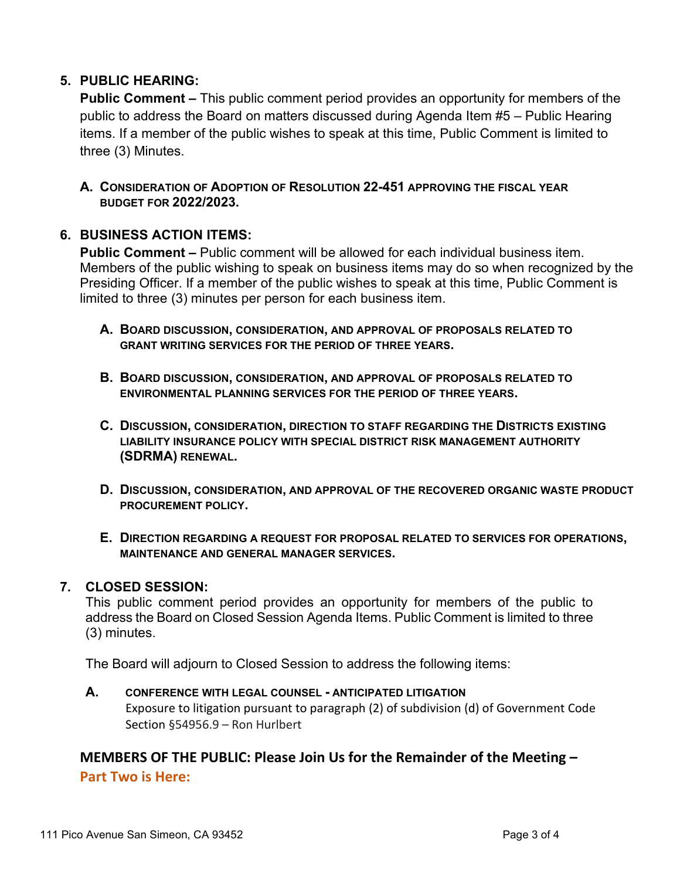## 5. PUBLIC HEARING:

**Public Comment –** This public comment period provides an opportunity for members of the public to address the Board on matters discussed during Agenda Item #5 – Public Hearing items. If a member of the public wishes to speak at this time, Public Comment is limited to three (3) Minutes.

**A. CONSIDERATION OF ADOPTION OF RESOLUTION 22-451 APPROVING THE FISCAL YEAR BUDGET FOR 2022/2023.**

## 6. BUSINESS ACTION ITEMS:

**Public Comment –** Public comment will be allowed for each individual business item. Members of the public wishing to speak on business items may do so when recognized by the Presiding Officer. If a member of the public wishes to speak at this time, Public Comment is limited to three (3) minutes per person for each business item.

**A. BOARD DISCUSSION, CONSIDERATION, AND APPROVAL OF PROPOSALS RELATED TO GRANT WRITING SERVICES FOR THE PERIOD OF THREE YEARS.**

**B. BOARD DISCUSSION, CONSIDERATION, AND APPROVAL OF PROPOSALS RELATED TO ENVIRONMENTAL PLANNING SERVICES FOR THE PERIOD OF THREE YEARS.**

**C. DISCUSSION, CONSIDERATION, DIRECTION TO STAFF REGARDING THE DISTRICTS EXISTING LIABILITY INSURANCE POLICY WITH SPECIAL DISTRICT RISK MANAGEMENT AUTHORITY (SDRMA) RENEWAL.**

**D. DISCUSSION, CONSIDERATION, AND APPROVAL OF THE RECOVERED ORGANIC WASTE PRODUCT PROCUREMENT POLICY.**

**E. DIRECTION REGARDING A REQUEST FOR PROPOSAL RELATED TO SERVICES FOR OPERATIONS, MAINTENANCE AND GENERAL MANAGER SERVICES.**

## 7. CLOSED SESSION:

This public comment period provides an opportunity for members of the public to address the Board on Closed Session Agenda Items. Public Comment is limited to three (3) minutes.

The Board will adjourn to Closed Session to address the following items:

**A. CONFERENCE WITH LEGAL COUNSEL - ANTICIPATED LITIGATION**
Exposure to litigation pursuant to paragraph (2) of subdivision (d) of Government Code Section §54956.9 – Ron Hurlbert

**MEMBERS OF THE PUBLIC: Please Join Us for the Remainder of the Meeting – Part Two is Here:**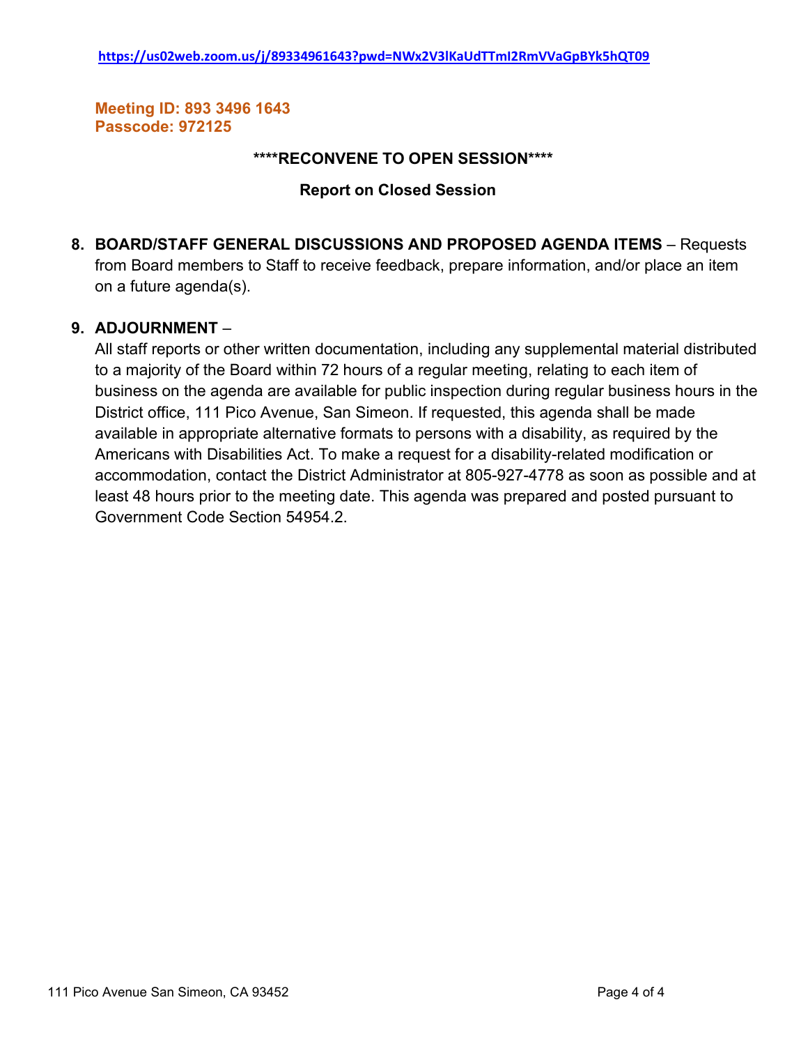https://us02web.zoom.us/j/89334961643?pwd=NWx2V3lKaUdTTmI2RmVVaGpBYk5hQT09

**Meeting ID: 893 3496 1643**
**Passcode: 972125**

**\*\*\*\*RECONVENE TO OPEN SESSION\*\*\*\***

**Report on Closed Session**

8. **BOARD/STAFF GENERAL DISCUSSIONS AND PROPOSED AGENDA ITEMS** – Requests from Board members to Staff to receive feedback, prepare information, and/or place an item on a future agenda(s).

9. **ADJOURNMENT** –
All staff reports or other written documentation, including any supplemental material distributed to a majority of the Board within 72 hours of a regular meeting, relating to each item of business on the agenda are available for public inspection during regular business hours in the District office, 111 Pico Avenue, San Simeon. If requested, this agenda shall be made available in appropriate alternative formats to persons with a disability, as required by the Americans with Disabilities Act. To make a request for a disability-related modification or accommodation, contact the District Administrator at 805-927-4778 as soon as possible and at least 48 hours prior to the meeting date. This agenda was prepared and posted pursuant to Government Code Section 54954.2.